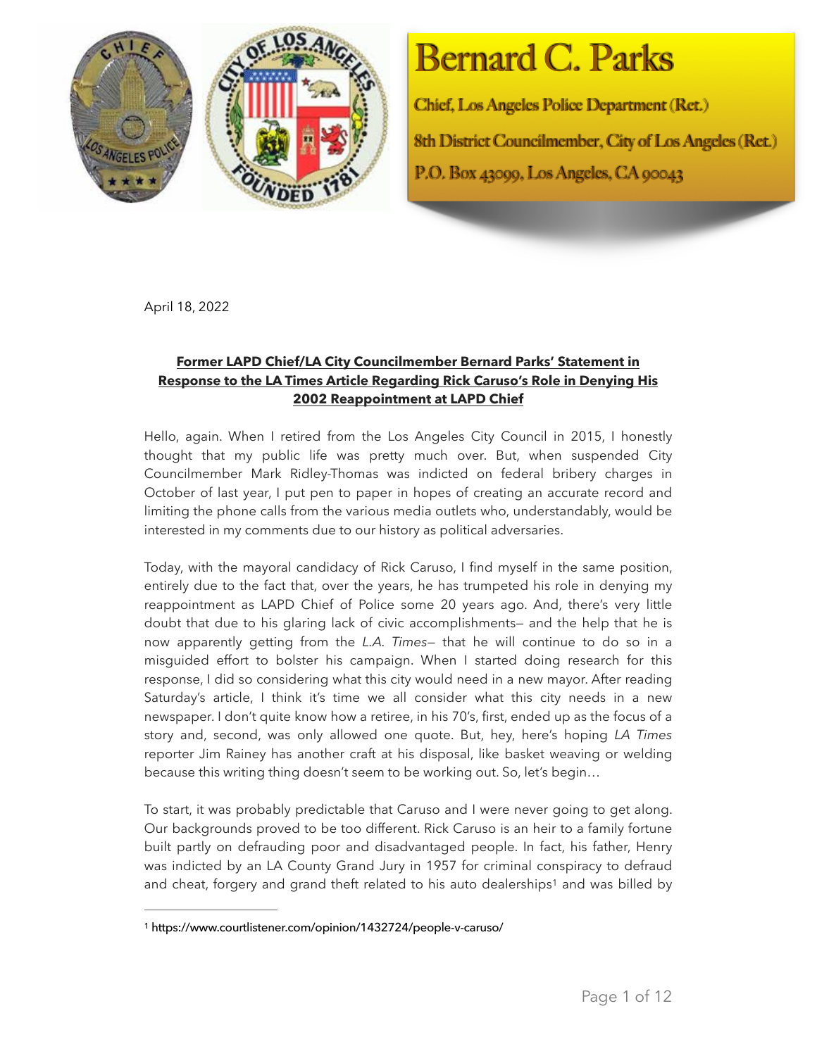# Bernard C. Parks

Chief, Los Angeles Police Department (Ret.)

8th District Councilmember, City of Los Angeles (Ret.)

P.O. Box 43099, Los Angeles, CA 90043

April 18, 2022

**Former LAPD Chief/LA City Councilmember Bernard Parks' Statement in Response to the LA Times Article Regarding Rick Caruso's Role in Denying His 2002 Reappointment at LAPD Chief**

Hello, again. When I retired from the Los Angeles City Council in 2015, I honestly thought that my public life was pretty much over. But, when suspended City Councilmember Mark Ridley-Thomas was indicted on federal bribery charges in October of last year, I put pen to paper in hopes of creating an accurate record and limiting the phone calls from the various media outlets who, understandably, would be interested in my comments due to our history as political adversaries.

Today, with the mayoral candidacy of Rick Caruso, I find myself in the same position, entirely due to the fact that, over the years, he has trumpeted his role in denying my reappointment as LAPD Chief of Police some 20 years ago. And, there's very little doubt that due to his glaring lack of civic accomplishments— and the help that he is now apparently getting from the *L.A. Times*— that he will continue to do so in a misguided effort to bolster his campaign. When I started doing research for this response, I did so considering what this city would need in a new mayor. After reading Saturday's article, I think it's time we all consider what this city needs in a new newspaper. I don't quite know how a retiree, in his 70's, first, ended up as the focus of a story and, second, was only allowed one quote. But, hey, here's hoping *LA Times* reporter Jim Rainey has another craft at his disposal, like basket weaving or welding because this writing thing doesn't seem to be working out. So, let's begin…

To start, it was probably predictable that Caruso and I were never going to get along. Our backgrounds proved to be too different. Rick Caruso is an heir to a family fortune built partly on defrauding poor and disadvantaged people. In fact, his father, Henry was indicted by an LA County Grand Jury in 1957 for criminal conspiracy to defraud and cheat, forgery and grand theft related to his auto dealerships[1] and was billed by

[1] https://www.courtlistener.com/opinion/1432724/people-v-caruso/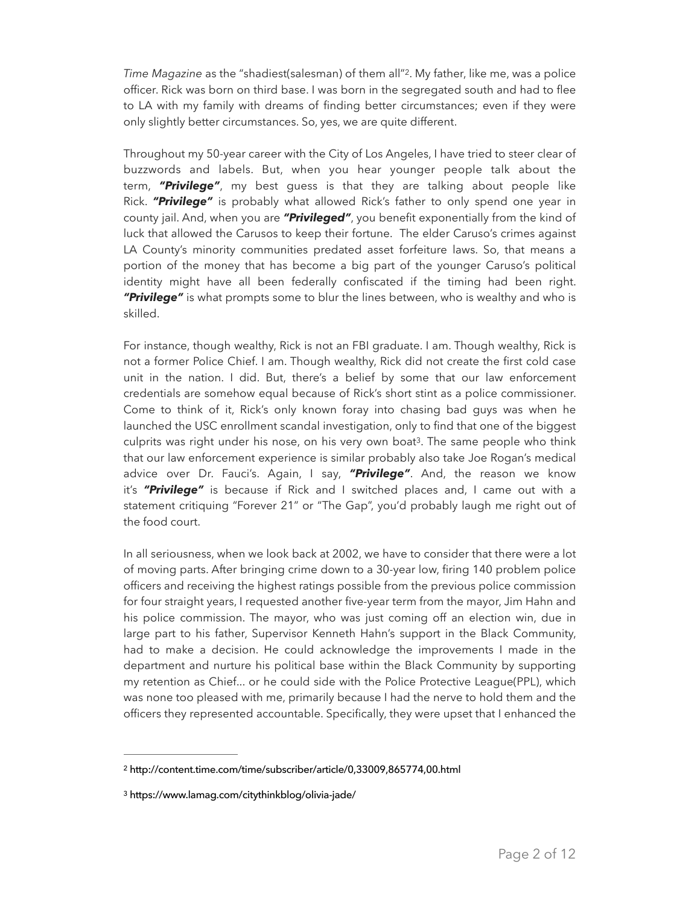*Time Magazine* as the "shadiest(salesman) of them all"[2]. My father, like me, was a police officer. Rick was born on third base. I was born in the segregated south and had to flee to LA with my family with dreams of finding better circumstances; even if they were only slightly better circumstances. So, yes, we are quite different.

Throughout my 50-year career with the City of Los Angeles, I have tried to steer clear of buzzwords and labels. But, when you hear younger people talk about the term, ***"Privilege"***, my best guess is that they are talking about people like Rick. ***"Privilege"*** is probably what allowed Rick's father to only spend one year in county jail. And, when you are ***"Privileged"***, you benefit exponentially from the kind of luck that allowed the Carusos to keep their fortune. The elder Caruso's crimes against LA County's minority communities predated asset forfeiture laws. So, that means a portion of the money that has become a big part of the younger Caruso's political identity might have all been federally confiscated if the timing had been right. ***"Privilege"*** is what prompts some to blur the lines between, who is wealthy and who is skilled.

For instance, though wealthy, Rick is not an FBI graduate. I am. Though wealthy, Rick is not a former Police Chief. I am. Though wealthy, Rick did not create the first cold case unit in the nation. I did. But, there's a belief by some that our law enforcement credentials are somehow equal because of Rick's short stint as a police commissioner. Come to think of it, Rick's only known foray into chasing bad guys was when he launched the USC enrollment scandal investigation, only to find that one of the biggest culprits was right under his nose, on his very own boat[3]. The same people who think that our law enforcement experience is similar probably also take Joe Rogan's medical advice over Dr. Fauci's. Again, I say, ***"Privilege"***. And, the reason we know it's ***"Privilege"*** is because if Rick and I switched places and, I came out with a statement critiquing "Forever 21" or "The Gap", you'd probably laugh me right out of the food court.

In all seriousness, when we look back at 2002, we have to consider that there were a lot of moving parts. After bringing crime down to a 30-year low, firing 140 problem police officers and receiving the highest ratings possible from the previous police commission for four straight years, I requested another five-year term from the mayor, Jim Hahn and his police commission. The mayor, who was just coming off an election win, due in large part to his father, Supervisor Kenneth Hahn's support in the Black Community, had to make a decision. He could acknowledge the improvements I made in the department and nurture his political base within the Black Community by supporting my retention as Chief… or he could side with the Police Protective League(PPL), which was none too pleased with me, primarily because I had the nerve to hold them and the officers they represented accountable. Specifically, they were upset that I enhanced the

---

[2] http://content.time.com/time/subscriber/article/0,33009,865774,00.html

[3] https://www.lamag.com/citythinkblog/olivia-jade/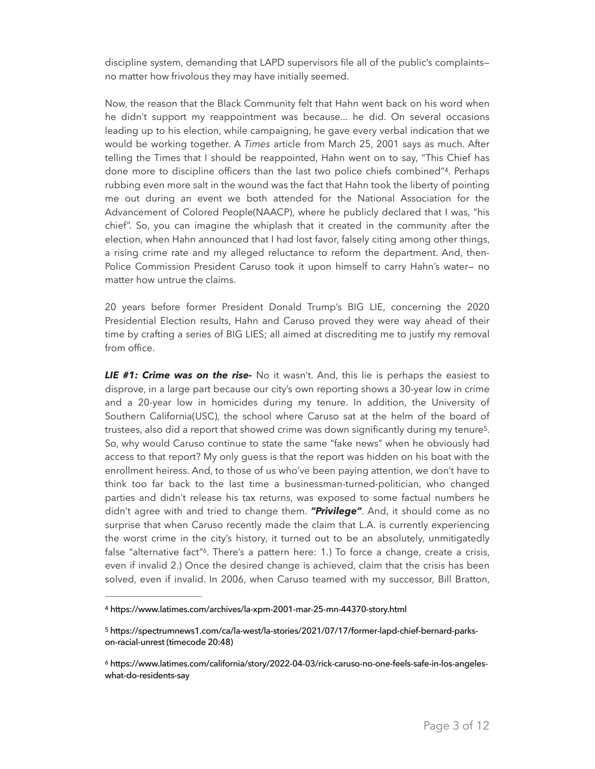discipline system, demanding that LAPD supervisors file all of the public's complaints— no matter how frivolous they may have initially seemed.

Now, the reason that the Black Community felt that Hahn went back on his word when he didn't support my reappointment was because... he did. On several occasions leading up to his election, while campaigning, he gave every verbal indication that we would be working together. A *Times* article from March 25, 2001 says as much. After telling the Times that I should be reappointed, Hahn went on to say, "This Chief has done more to discipline officers than the last two police chiefs combined"[4]. Perhaps rubbing even more salt in the wound was the fact that Hahn took the liberty of pointing me out during an event we both attended for the National Association for the Advancement of Colored People(NAACP), where he publicly declared that I was, "his chief". So, you can imagine the whiplash that it created in the community after the election, when Hahn announced that I had lost favor, falsely citing among other things, a rising crime rate and my alleged reluctance to reform the department. And, then-Police Commission President Caruso took it upon himself to carry Hahn's water— no matter how untrue the claims.

20 years before former President Donald Trump's BIG LIE, concerning the 2020 Presidential Election results, Hahn and Caruso proved they were way ahead of their time by crafting a series of BIG LIES; all aimed at discrediting me to justify my removal from office.

***LIE #1: Crime was on the rise-*** No it wasn't. And, this lie is perhaps the easiest to disprove, in a large part because our city's own reporting shows a 30-year low in crime and a 20-year low in homicides during my tenure. In addition, the University of Southern California(USC), the school where Caruso sat at the helm of the board of trustees, also did a report that showed crime was down significantly during my tenure[5]. So, why would Caruso continue to state the same "fake news" when he obviously had access to that report? My only guess is that the report was hidden on his boat with the enrollment heiress. And, to those of us who've been paying attention, we don't have to think too far back to the last time a businessman-turned-politician, who changed parties and didn't release his tax returns, was exposed to some factual numbers he didn't agree with and tried to change them. ***"Privilege"***. And, it should come as no surprise that when Caruso recently made the claim that L.A. is currently experiencing the worst crime in the city's history, it turned out to be an absolutely, unmitigatedly false "alternative fact"[6]. There's a pattern here: 1.) To force a change, create a crisis, even if invalid 2.) Once the desired change is achieved, claim that the crisis has been solved, even if invalid. In 2006, when Caruso teamed with my successor, Bill Bratton,

---

[4] https://www.latimes.com/archives/la-xpm-2001-mar-25-mn-44370-story.html

[5] https://spectrumnews1.com/ca/la-west/la-stories/2021/07/17/former-lapd-chief-bernard-parks-on-racial-unrest (timecode 20:48)

[6] https://www.latimes.com/california/story/2022-04-03/rick-caruso-no-one-feels-safe-in-los-angeles-what-do-residents-say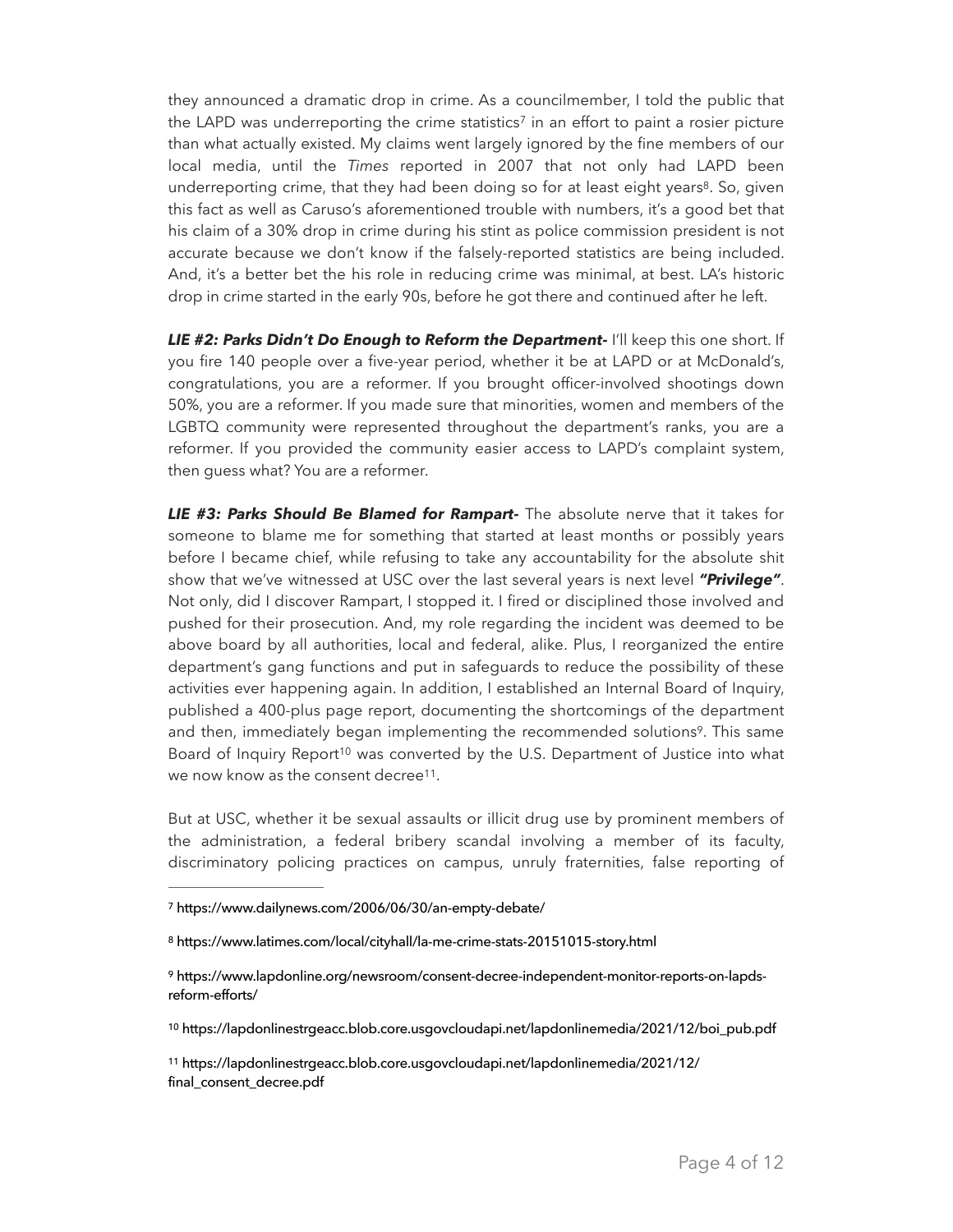they announced a dramatic drop in crime. As a councilmember, I told the public that the LAPD was underreporting the crime statistics[7] in an effort to paint a rosier picture than what actually existed. My claims went largely ignored by the fine members of our local media, until the *Times* reported in 2007 that not only had LAPD been underreporting crime, that they had been doing so for at least eight years[8]. So, given this fact as well as Caruso's aforementioned trouble with numbers, it's a good bet that his claim of a 30% drop in crime during his stint as police commission president is not accurate because we don't know if the falsely-reported statistics are being included. And, it's a better bet the his role in reducing crime was minimal, at best. LA's historic drop in crime started in the early 90s, before he got there and continued after he left.

***LIE #2: Parks Didn't Do Enough to Reform the Department-*** I'll keep this one short. If you fire 140 people over a five-year period, whether it be at LAPD or at McDonald's, congratulations, you are a reformer. If you brought officer-involved shootings down 50%, you are a reformer. If you made sure that minorities, women and members of the LGBTQ community were represented throughout the department's ranks, you are a reformer. If you provided the community easier access to LAPD's complaint system, then guess what? You are a reformer.

***LIE #3: Parks Should Be Blamed for Rampart-*** The absolute nerve that it takes for someone to blame me for something that started at least months or possibly years before I became chief, while refusing to take any accountability for the absolute shit show that we've witnessed at USC over the last several years is next level ***"Privilege"***. Not only, did I discover Rampart, I stopped it. I fired or disciplined those involved and pushed for their prosecution. And, my role regarding the incident was deemed to be above board by all authorities, local and federal, alike. Plus, I reorganized the entire department's gang functions and put in safeguards to reduce the possibility of these activities ever happening again. In addition, I established an Internal Board of Inquiry, published a 400-plus page report, documenting the shortcomings of the department and then, immediately began implementing the recommended solutions[9]. This same Board of Inquiry Report[10] was converted by the U.S. Department of Justice into what we now know as the consent decree[11].

But at USC, whether it be sexual assaults or illicit drug use by prominent members of the administration, a federal bribery scandal involving a member of its faculty, discriminatory policing practices on campus, unruly fraternities, false reporting of

---

[7] https://www.dailynews.com/2006/06/30/an-empty-debate/

[8] https://www.latimes.com/local/cityhall/la-me-crime-stats-20151015-story.html

[9] https://www.lapdonline.org/newsroom/consent-decree-independent-monitor-reports-on-lapds-reform-efforts/

[10] https://lapdonlinestrgeacc.blob.core.usgovcloudapi.net/lapdonlinemedia/2021/12/boi_pub.pdf

[11] https://lapdonlinestrgeacc.blob.core.usgovcloudapi.net/lapdonlinemedia/2021/12/final_consent_decree.pdf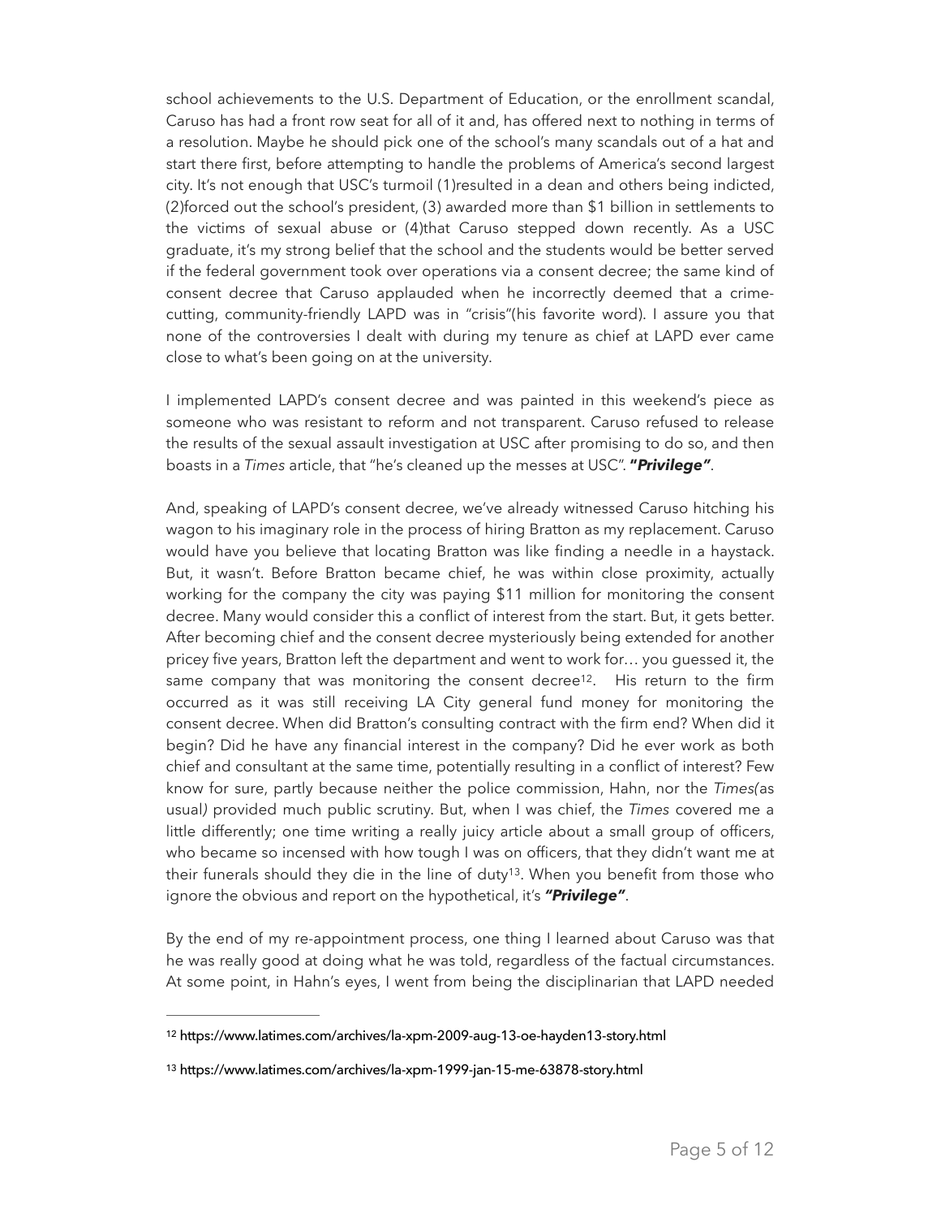school achievements to the U.S. Department of Education, or the enrollment scandal, Caruso has had a front row seat for all of it and, has offered next to nothing in terms of a resolution. Maybe he should pick one of the school's many scandals out of a hat and start there first, before attempting to handle the problems of America's second largest city. It's not enough that USC's turmoil (1)resulted in a dean and others being indicted, (2)forced out the school's president, (3) awarded more than $1 billion in settlements to the victims of sexual abuse or (4)that Caruso stepped down recently. As a USC graduate, it's my strong belief that the school and the students would be better served if the federal government took over operations via a consent decree; the same kind of consent decree that Caruso applauded when he incorrectly deemed that a crime-cutting, community-friendly LAPD was in "crisis"(his favorite word). I assure you that none of the controversies I dealt with during my tenure as chief at LAPD ever came close to what's been going on at the university.

I implemented LAPD's consent decree and was painted in this weekend's piece as someone who was resistant to reform and not transparent. Caruso refused to release the results of the sexual assault investigation at USC after promising to do so, and then boasts in a *Times* article, that "he's cleaned up the messes at USC". ***"Privilege"***.

And, speaking of LAPD's consent decree, we've already witnessed Caruso hitching his wagon to his imaginary role in the process of hiring Bratton as my replacement. Caruso would have you believe that locating Bratton was like finding a needle in a haystack. But, it wasn't. Before Bratton became chief, he was within close proximity, actually working for the company the city was paying $11 million for monitoring the consent decree. Many would consider this a conflict of interest from the start. But, it gets better. After becoming chief and the consent decree mysteriously being extended for another pricey five years, Bratton left the department and went to work for… you guessed it, the same company that was monitoring the consent decree[12]. His return to the firm occurred as it was still receiving LA City general fund money for monitoring the consent decree. When did Bratton's consulting contract with the firm end? When did it begin? Did he have any financial interest in the company? Did he ever work as both chief and consultant at the same time, potentially resulting in a conflict of interest? Few know for sure, partly because neither the police commission, Hahn, nor the *Times*(as usual) provided much public scrutiny. But, when I was chief, the *Times* covered me a little differently; one time writing a really juicy article about a small group of officers, who became so incensed with how tough I was on officers, that they didn't want me at their funerals should they die in the line of duty[13]. When you benefit from those who ignore the obvious and report on the hypothetical, it's ***"Privilege"***.

By the end of my re-appointment process, one thing I learned about Caruso was that he was really good at doing what he was told, regardless of the factual circumstances. At some point, in Hahn's eyes, I went from being the disciplinarian that LAPD needed

---

[12] https://www.latimes.com/archives/la-xpm-2009-aug-13-oe-hayden13-story.html

[13] https://www.latimes.com/archives/la-xpm-1999-jan-15-me-63878-story.html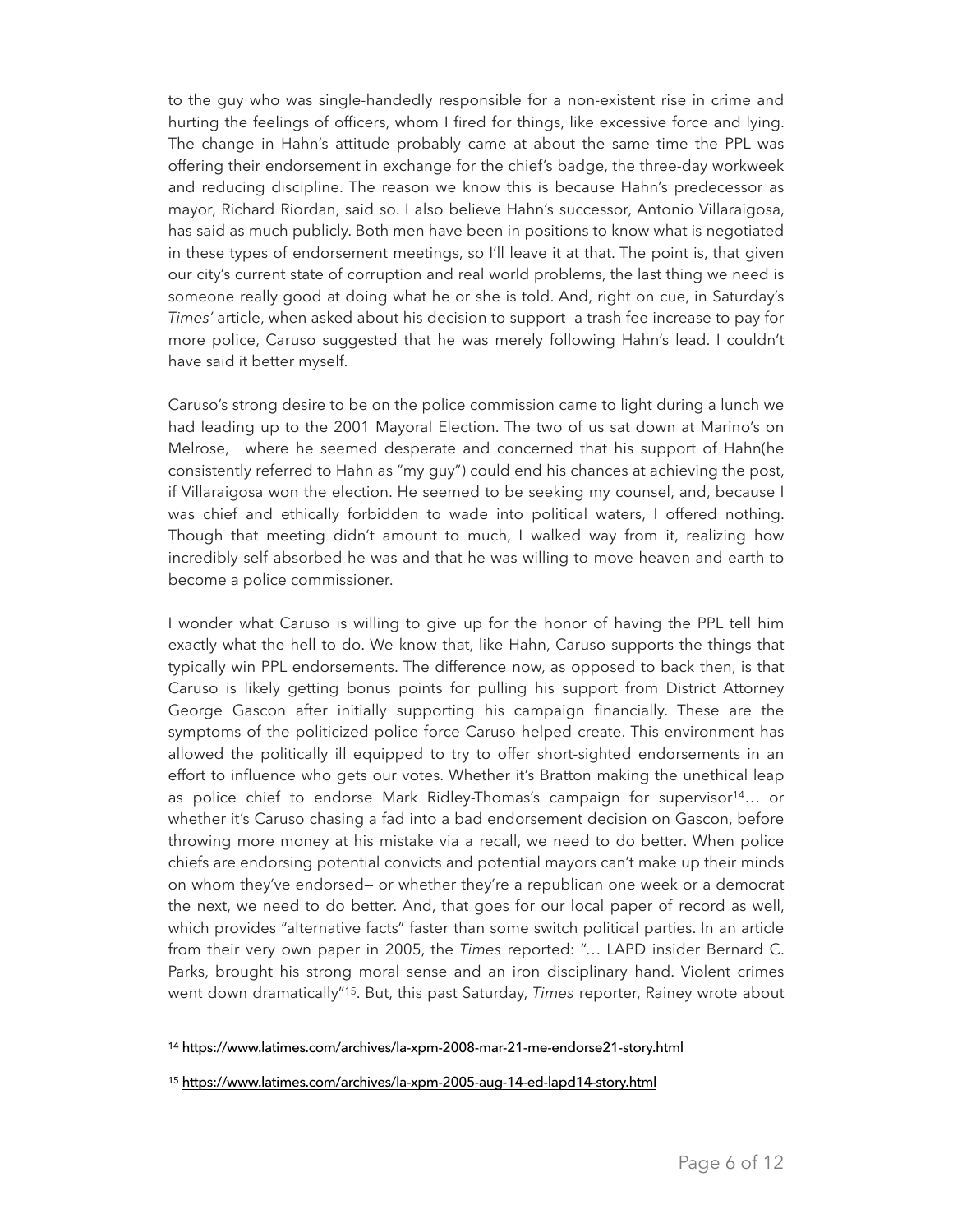to the guy who was single-handedly responsible for a non-existent rise in crime and hurting the feelings of officers, whom I fired for things, like excessive force and lying. The change in Hahn's attitude probably came at about the same time the PPL was offering their endorsement in exchange for the chief's badge, the three-day workweek and reducing discipline. The reason we know this is because Hahn's predecessor as mayor, Richard Riordan, said so. I also believe Hahn's successor, Antonio Villaraigosa, has said as much publicly. Both men have been in positions to know what is negotiated in these types of endorsement meetings, so I'll leave it at that. The point is, that given our city's current state of corruption and real world problems, the last thing we need is someone really good at doing what he or she is told. And, right on cue, in Saturday's *Times'* article, when asked about his decision to support a trash fee increase to pay for more police, Caruso suggested that he was merely following Hahn's lead. I couldn't have said it better myself.

Caruso's strong desire to be on the police commission came to light during a lunch we had leading up to the 2001 Mayoral Election. The two of us sat down at Marino's on Melrose, where he seemed desperate and concerned that his support of Hahn(he consistently referred to Hahn as "my guy") could end his chances at achieving the post, if Villaraigosa won the election. He seemed to be seeking my counsel, and, because I was chief and ethically forbidden to wade into political waters, I offered nothing. Though that meeting didn't amount to much, I walked way from it, realizing how incredibly self absorbed he was and that he was willing to move heaven and earth to become a police commissioner.

I wonder what Caruso is willing to give up for the honor of having the PPL tell him exactly what the hell to do. We know that, like Hahn, Caruso supports the things that typically win PPL endorsements. The difference now, as opposed to back then, is that Caruso is likely getting bonus points for pulling his support from District Attorney George Gascon after initially supporting his campaign financially. These are the symptoms of the politicized police force Caruso helped create. This environment has allowed the politically ill equipped to try to offer short-sighted endorsements in an effort to influence who gets our votes. Whether it's Bratton making the unethical leap as police chief to endorse Mark Ridley-Thomas's campaign for supervisor[14]… or whether it's Caruso chasing a fad into a bad endorsement decision on Gascon, before throwing more money at his mistake via a recall, we need to do better. When police chiefs are endorsing potential convicts and potential mayors can't make up their minds on whom they've endorsed— or whether they're a republican one week or a democrat the next, we need to do better. And, that goes for our local paper of record as well, which provides "alternative facts" faster than some switch political parties. In an article from their very own paper in 2005, the *Times* reported: "… LAPD insider Bernard C. Parks, brought his strong moral sense and an iron disciplinary hand. Violent crimes went down dramatically"[15]. But, this past Saturday, *Times* reporter, Rainey wrote about

---

[14] https://www.latimes.com/archives/la-xpm-2008-mar-21-me-endorse21-story.html

[15] https://www.latimes.com/archives/la-xpm-2005-aug-14-ed-lapd14-story.html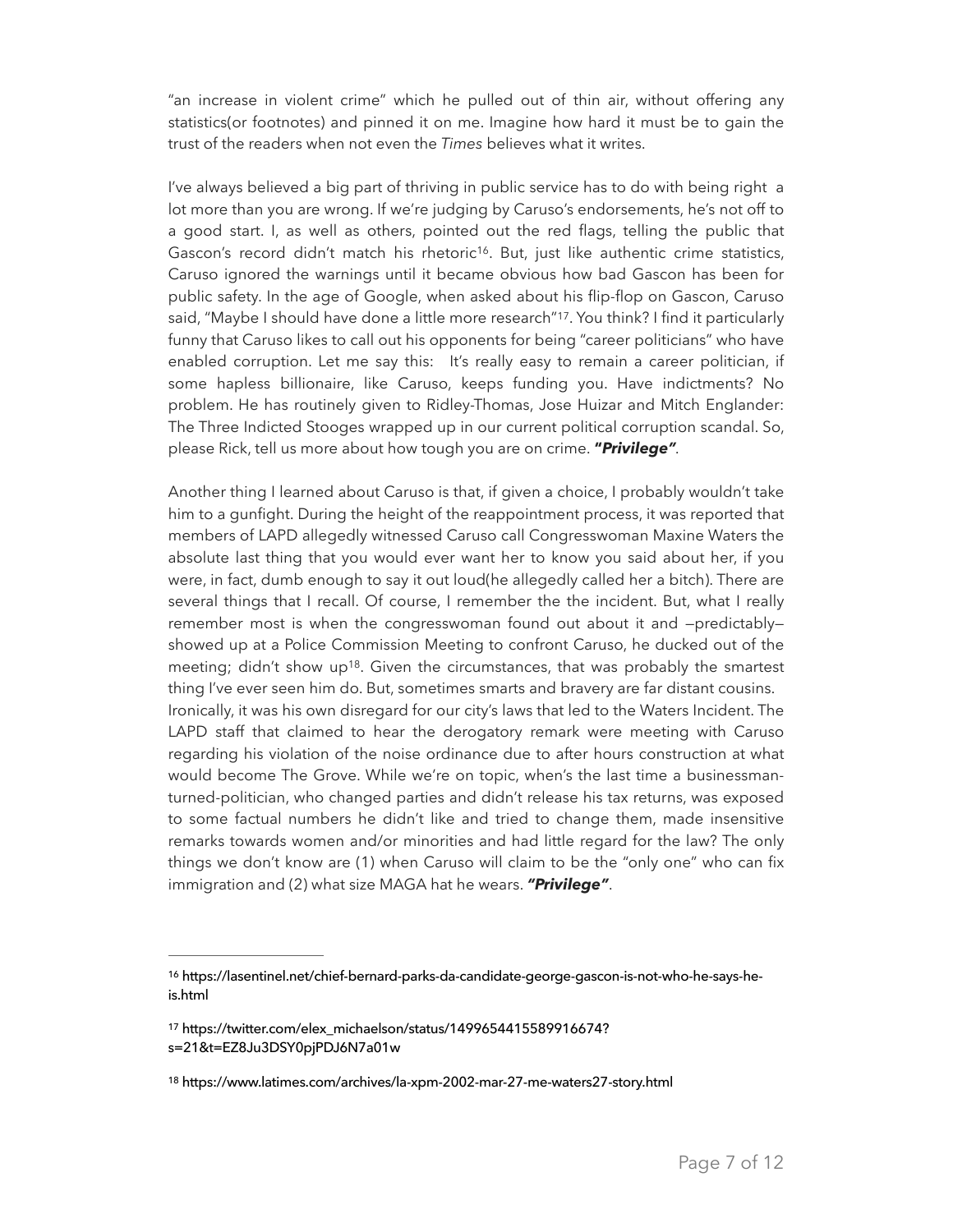"an increase in violent crime" which he pulled out of thin air, without offering any statistics(or footnotes) and pinned it on me. Imagine how hard it must be to gain the trust of the readers when not even the *Times* believes what it writes.

I've always believed a big part of thriving in public service has to do with being right a lot more than you are wrong. If we're judging by Caruso's endorsements, he's not off to a good start. I, as well as others, pointed out the red flags, telling the public that Gascon's record didn't match his rhetoric[16]. But, just like authentic crime statistics, Caruso ignored the warnings until it became obvious how bad Gascon has been for public safety. In the age of Google, when asked about his flip-flop on Gascon, Caruso said, "Maybe I should have done a little more research"[17]. You think? I find it particularly funny that Caruso likes to call out his opponents for being "career politicians" who have enabled corruption. Let me say this: It's really easy to remain a career politician, if some hapless billionaire, like Caruso, keeps funding you. Have indictments? No problem. He has routinely given to Ridley-Thomas, Jose Huizar and Mitch Englander: The Three Indicted Stooges wrapped up in our current political corruption scandal. So, please Rick, tell us more about how tough you are on crime. ***"Privilege"***.

Another thing I learned about Caruso is that, if given a choice, I probably wouldn't take him to a gunfight. During the height of the reappointment process, it was reported that members of LAPD allegedly witnessed Caruso call Congresswoman Maxine Waters the absolute last thing that you would ever want her to know you said about her, if you were, in fact, dumb enough to say it out loud(he allegedly called her a bitch). There are several things that I recall. Of course, I remember the the incident. But, what I really remember most is when the congresswoman found out about it and —predictably— showed up at a Police Commission Meeting to confront Caruso, he ducked out of the meeting; didn't show up[18]. Given the circumstances, that was probably the smartest thing I've ever seen him do. But, sometimes smarts and bravery are far distant cousins.
Ironically, it was his own disregard for our city's laws that led to the Waters Incident. The LAPD staff that claimed to hear the derogatory remark were meeting with Caruso regarding his violation of the noise ordinance due to after hours construction at what would become The Grove. While we're on topic, when's the last time a businessman-turned-politician, who changed parties and didn't release his tax returns, was exposed to some factual numbers he didn't like and tried to change them, made insensitive remarks towards women and/or minorities and had little regard for the law? The only things we don't know are (1) when Caruso will claim to be the "only one" who can fix immigration and (2) what size MAGA hat he wears. ***"Privilege"***.

---

[16] https://lasentinel.net/chief-bernard-parks-da-candidate-george-gascon-is-not-who-he-says-he-is.html

[17] https://twitter.com/elex_michaelson/status/1499654415589916674?s=21&t=EZ8Ju3DSY0pjPDJ6N7a01w

[18] https://www.latimes.com/archives/la-xpm-2002-mar-27-me-waters27-story.html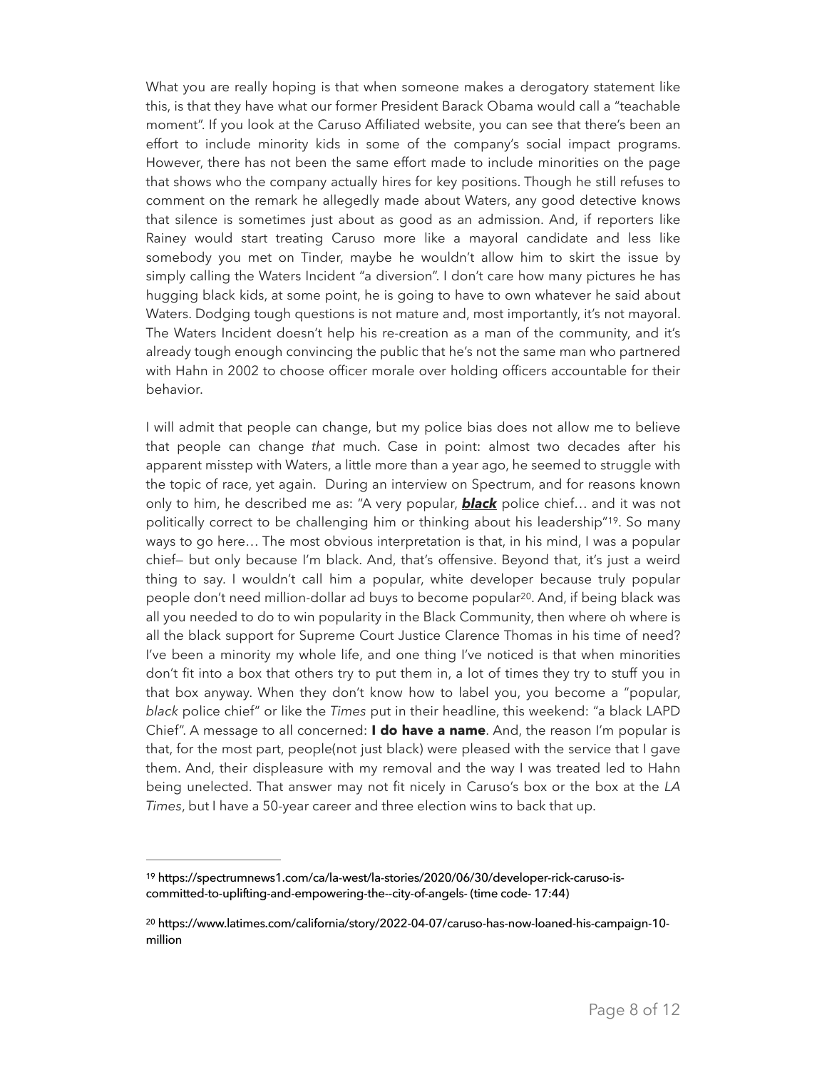What you are really hoping is that when someone makes a derogatory statement like this, is that they have what our former President Barack Obama would call a "teachable moment". If you look at the Caruso Affiliated website, you can see that there's been an effort to include minority kids in some of the company's social impact programs. However, there has not been the same effort made to include minorities on the page that shows who the company actually hires for key positions. Though he still refuses to comment on the remark he allegedly made about Waters, any good detective knows that silence is sometimes just about as good as an admission. And, if reporters like Rainey would start treating Caruso more like a mayoral candidate and less like somebody you met on Tinder, maybe he wouldn't allow him to skirt the issue by simply calling the Waters Incident "a diversion". I don't care how many pictures he has hugging black kids, at some point, he is going to have to own whatever he said about Waters. Dodging tough questions is not mature and, most importantly, it's not mayoral. The Waters Incident doesn't help his re-creation as a man of the community, and it's already tough enough convincing the public that he's not the same man who partnered with Hahn in 2002 to choose officer morale over holding officers accountable for their behavior.

I will admit that people can change, but my police bias does not allow me to believe that people can change *that* much. Case in point: almost two decades after his apparent misstep with Waters, a little more than a year ago, he seemed to struggle with the topic of race, yet again. During an interview on Spectrum, and for reasons known only to him, he described me as: "A very popular, ***<u>black</u>*** police chief… and it was not politically correct to be challenging him or thinking about his leadership"[19]. So many ways to go here… The most obvious interpretation is that, in his mind, I was a popular chief— but only because I'm black. And, that's offensive. Beyond that, it's just a weird thing to say. I wouldn't call him a popular, white developer because truly popular people don't need million-dollar ad buys to become popular[20]. And, if being black was all you needed to do to win popularity in the Black Community, then where oh where is all the black support for Supreme Court Justice Clarence Thomas in his time of need? I've been a minority my whole life, and one thing I've noticed is that when minorities don't fit into a box that others try to put them in, a lot of times they try to stuff you in that box anyway. When they don't know how to label you, you become a "popular, *black* police chief" or like the *Times* put in their headline, this weekend: "a black LAPD Chief". A message to all concerned: **I do have a name**. And, the reason I'm popular is that, for the most part, people(not just black) were pleased with the service that I gave them. And, their displeasure with my removal and the way I was treated led to Hahn being unelected. That answer may not fit nicely in Caruso's box or the box at the *LA Times*, but I have a 50-year career and three election wins to back that up.

---

[19] https://spectrumnews1.com/ca/la-west/la-stories/2020/06/30/developer-rick-caruso-is-committed-to-uplifting-and-empowering-the--city-of-angels- (time code- 17:44)

[20] https://www.latimes.com/california/story/2022-04-07/caruso-has-now-loaned-his-campaign-10-million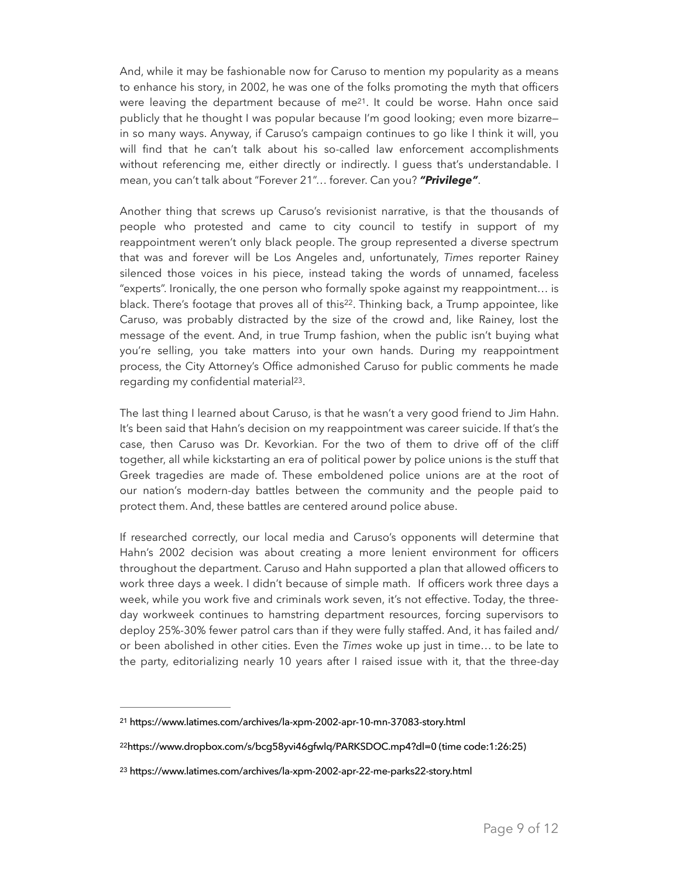And, while it may be fashionable now for Caruso to mention my popularity as a means to enhance his story, in 2002, he was one of the folks promoting the myth that officers were leaving the department because of me[21]. It could be worse. Hahn once said publicly that he thought I was popular because I'm good looking; even more bizarre—in so many ways. Anyway, if Caruso's campaign continues to go like I think it will, you will find that he can't talk about his so-called law enforcement accomplishments without referencing me, either directly or indirectly. I guess that's understandable. I mean, you can't talk about "Forever 21"… forever. Can you? ***"Privilege"***.

Another thing that screws up Caruso's revisionist narrative, is that the thousands of people who protested and came to city council to testify in support of my reappointment weren't only black people. The group represented a diverse spectrum that was and forever will be Los Angeles and, unfortunately, *Times* reporter Rainey silenced those voices in his piece, instead taking the words of unnamed, faceless "experts". Ironically, the one person who formally spoke against my reappointment… is black. There's footage that proves all of this[22]. Thinking back, a Trump appointee, like Caruso, was probably distracted by the size of the crowd and, like Rainey, lost the message of the event. And, in true Trump fashion, when the public isn't buying what you're selling, you take matters into your own hands. During my reappointment process, the City Attorney's Office admonished Caruso for public comments he made regarding my confidential material[23].

The last thing I learned about Caruso, is that he wasn't a very good friend to Jim Hahn. It's been said that Hahn's decision on my reappointment was career suicide. If that's the case, then Caruso was Dr. Kevorkian. For the two of them to drive off of the cliff together, all while kickstarting an era of political power by police unions is the stuff that Greek tragedies are made of. These emboldened police unions are at the root of our nation's modern-day battles between the community and the people paid to protect them. And, these battles are centered around police abuse.

If researched correctly, our local media and Caruso's opponents will determine that Hahn's 2002 decision was about creating a more lenient environment for officers throughout the department. Caruso and Hahn supported a plan that allowed officers to work three days a week. I didn't because of simple math. If officers work three days a week, while you work five and criminals work seven, it's not effective. Today, the three-day workweek continues to hamstring department resources, forcing supervisors to deploy 25%-30% fewer patrol cars than if they were fully staffed. And, it has failed and/or been abolished in other cities. Even the *Times* woke up just in time… to be late to the party, editorializing nearly 10 years after I raised issue with it, that the three-day

---

[21] https://www.latimes.com/archives/la-xpm-2002-apr-10-mn-37083-story.html

[22] https://www.dropbox.com/s/bcg58yvi46gfwlq/PARKSDOC.mp4?dl=0 (time code:1:26:25)

[23] https://www.latimes.com/archives/la-xpm-2002-apr-22-me-parks22-story.html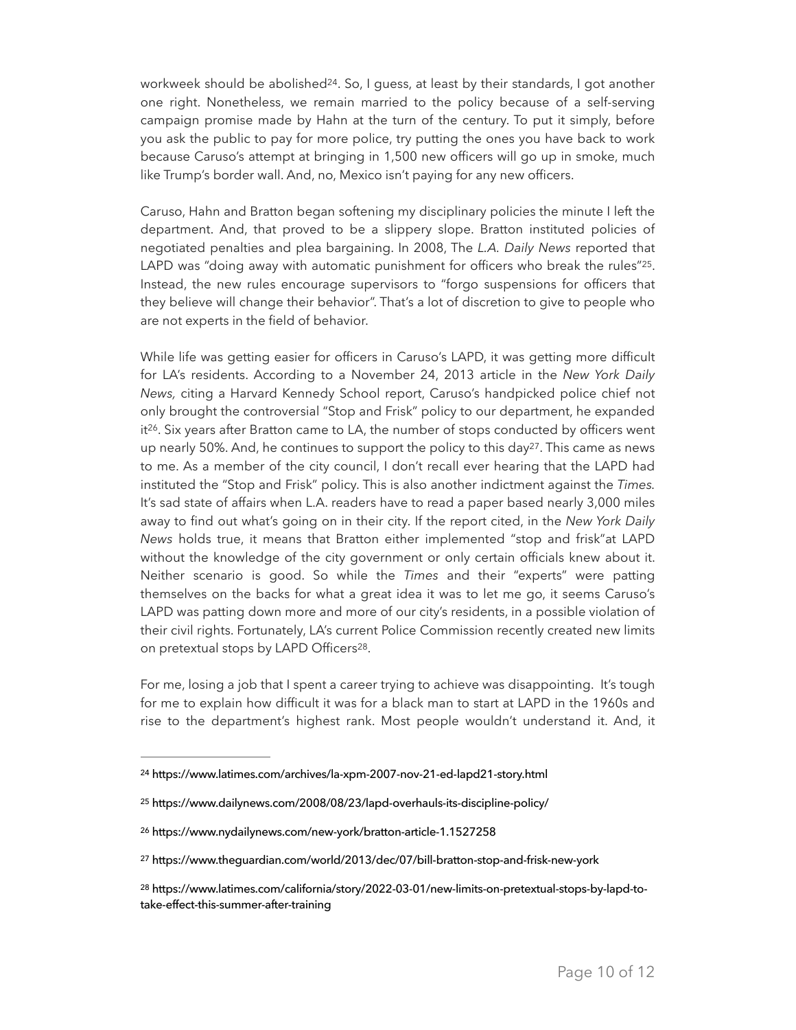workweek should be abolished[24]. So, I guess, at least by their standards, I got another one right. Nonetheless, we remain married to the policy because of a self-serving campaign promise made by Hahn at the turn of the century. To put it simply, before you ask the public to pay for more police, try putting the ones you have back to work because Caruso's attempt at bringing in 1,500 new officers will go up in smoke, much like Trump's border wall. And, no, Mexico isn't paying for any new officers.

Caruso, Hahn and Bratton began softening my disciplinary policies the minute I left the department. And, that proved to be a slippery slope. Bratton instituted policies of negotiated penalties and plea bargaining. In 2008, The *L.A. Daily News* reported that LAPD was "doing away with automatic punishment for officers who break the rules"[25]. Instead, the new rules encourage supervisors to "forgo suspensions for officers that they believe will change their behavior". That's a lot of discretion to give to people who are not experts in the field of behavior.

While life was getting easier for officers in Caruso's LAPD, it was getting more difficult for LA's residents. According to a November 24, 2013 article in the *New York Daily News,* citing a Harvard Kennedy School report, Caruso's handpicked police chief not only brought the controversial "Stop and Frisk" policy to our department, he expanded it[26]. Six years after Bratton came to LA, the number of stops conducted by officers went up nearly 50%. And, he continues to support the policy to this day[27]. This came as news to me. As a member of the city council, I don't recall ever hearing that the LAPD had instituted the "Stop and Frisk" policy. This is also another indictment against the *Times.* It's sad state of affairs when L.A. readers have to read a paper based nearly 3,000 miles away to find out what's going on in their city. If the report cited, in the *New York Daily News* holds true, it means that Bratton either implemented "stop and frisk"at LAPD without the knowledge of the city government or only certain officials knew about it. Neither scenario is good. So while the *Times* and their "experts" were patting themselves on the backs for what a great idea it was to let me go, it seems Caruso's LAPD was patting down more and more of our city's residents, in a possible violation of their civil rights. Fortunately, LA's current Police Commission recently created new limits on pretextual stops by LAPD Officers[28].

For me, losing a job that I spent a career trying to achieve was disappointing. It's tough for me to explain how difficult it was for a black man to start at LAPD in the 1960s and rise to the department's highest rank. Most people wouldn't understand it. And, it

---

[24] https://www.latimes.com/archives/la-xpm-2007-nov-21-ed-lapd21-story.html

[25] https://www.dailynews.com/2008/08/23/lapd-overhauls-its-discipline-policy/

[26] https://www.nydailynews.com/new-york/bratton-article-1.1527258

[27] https://www.theguardian.com/world/2013/dec/07/bill-bratton-stop-and-frisk-new-york

[28] https://www.latimes.com/california/story/2022-03-01/new-limits-on-pretextual-stops-by-lapd-to-take-effect-this-summer-after-training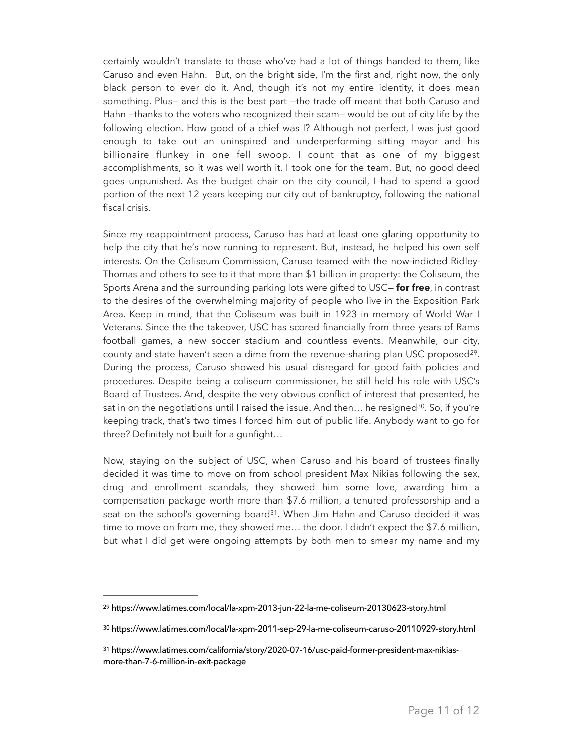certainly wouldn't translate to those who've had a lot of things handed to them, like Caruso and even Hahn. But, on the bright side, I'm the first and, right now, the only black person to ever do it. And, though it's not my entire identity, it does mean something. Plus— and this is the best part —the trade off meant that both Caruso and Hahn —thanks to the voters who recognized their scam— would be out of city life by the following election. How good of a chief was I? Although not perfect, I was just good enough to take out an uninspired and underperforming sitting mayor and his billionaire flunkey in one fell swoop. I count that as one of my biggest accomplishments, so it was well worth it. I took one for the team. But, no good deed goes unpunished. As the budget chair on the city council, I had to spend a good portion of the next 12 years keeping our city out of bankruptcy, following the national fiscal crisis.

Since my reappointment process, Caruso has had at least one glaring opportunity to help the city that he's now running to represent. But, instead, he helped his own self interests. On the Coliseum Commission, Caruso teamed with the now-indicted Ridley-Thomas and others to see to it that more than $1 billion in property: the Coliseum, the Sports Arena and the surrounding parking lots were gifted to USC— **for free**, in contrast to the desires of the overwhelming majority of people who live in the Exposition Park Area. Keep in mind, that the Coliseum was built in 1923 in memory of World War I Veterans. Since the the takeover, USC has scored financially from three years of Rams football games, a new soccer stadium and countless events. Meanwhile, our city, county and state haven't seen a dime from the revenue-sharing plan USC proposed[29]. During the process, Caruso showed his usual disregard for good faith policies and procedures. Despite being a coliseum commissioner, he still held his role with USC's Board of Trustees. And, despite the very obvious conflict of interest that presented, he sat in on the negotiations until I raised the issue. And then… he resigned[30]. So, if you're keeping track, that's two times I forced him out of public life. Anybody want to go for three? Definitely not built for a gunfight…

Now, staying on the subject of USC, when Caruso and his board of trustees finally decided it was time to move on from school president Max Nikias following the sex, drug and enrollment scandals, they showed him some love, awarding him a compensation package worth more than $7.6 million, a tenured professorship and a seat on the school's governing board[31]. When Jim Hahn and Caruso decided it was time to move on from me, they showed me… the door. I didn't expect the $7.6 million, but what I did get were ongoing attempts by both men to smear my name and my

---

[29] https://www.latimes.com/local/la-xpm-2013-jun-22-la-me-coliseum-20130623-story.html

[30] https://www.latimes.com/local/la-xpm-2011-sep-29-la-me-coliseum-caruso-20110929-story.html

[31] https://www.latimes.com/california/story/2020-07-16/usc-paid-former-president-max-nikias-more-than-7-6-million-in-exit-package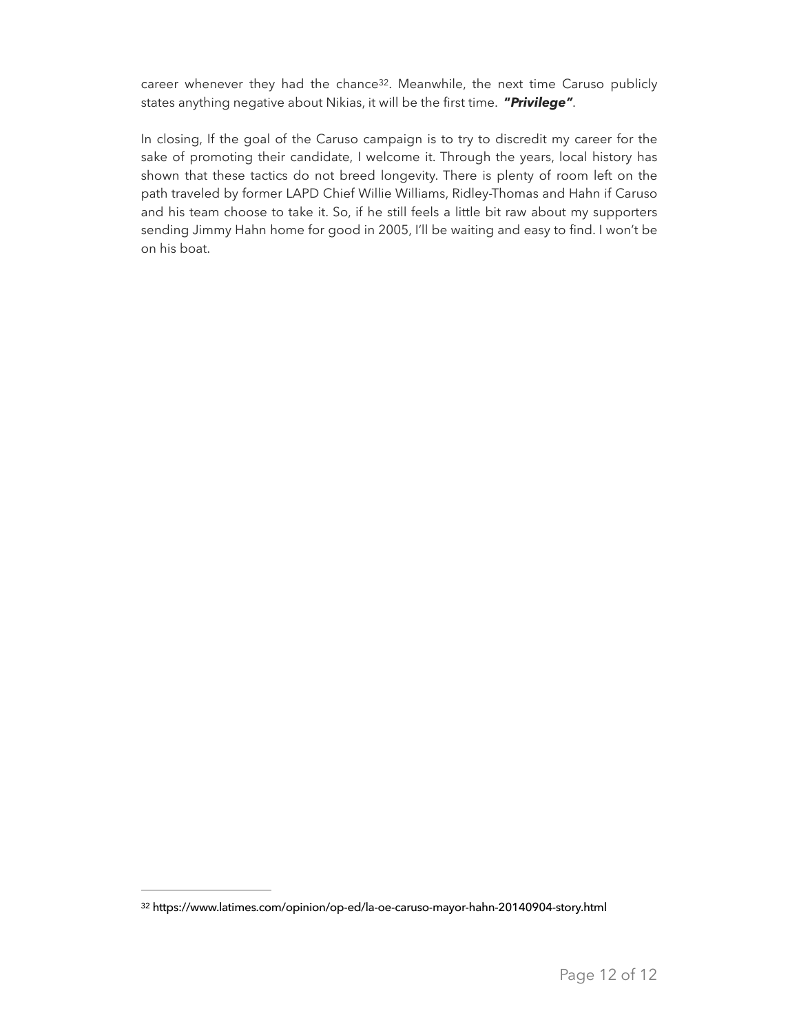career whenever they had the chance[32]. Meanwhile, the next time Caruso publicly states anything negative about Nikias, it will be the first time. ***"Privilege"***.

In closing, If the goal of the Caruso campaign is to try to discredit my career for the sake of promoting their candidate, I welcome it. Through the years, local history has shown that these tactics do not breed longevity. There is plenty of room left on the path traveled by former LAPD Chief Willie Williams, Ridley-Thomas and Hahn if Caruso and his team choose to take it. So, if he still feels a little bit raw about my supporters sending Jimmy Hahn home for good in 2005, I'll be waiting and easy to find. I won't be on his boat.

---

[32] https://www.latimes.com/opinion/op-ed/la-oe-caruso-mayor-hahn-20140904-story.html